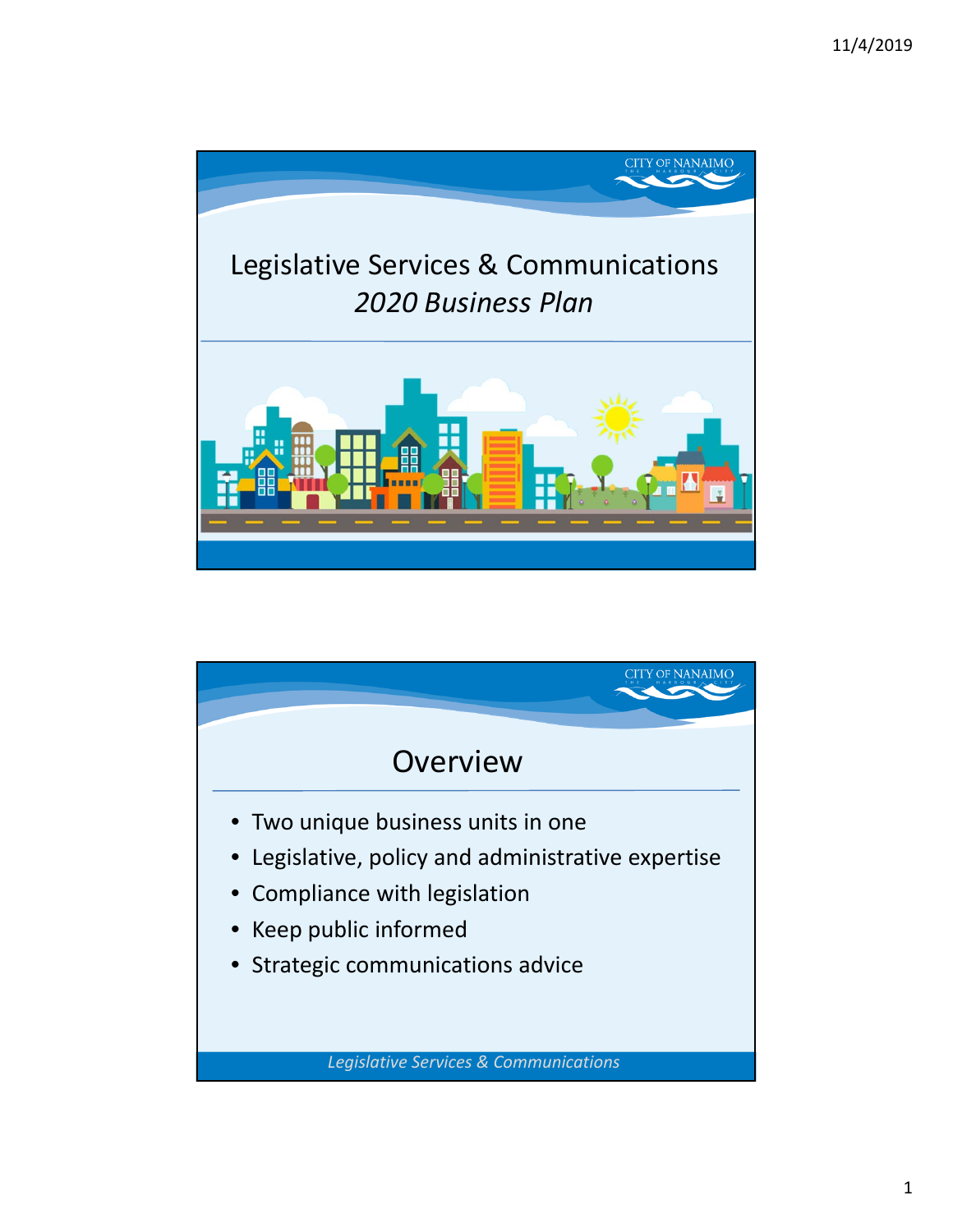# Legislative Services & Communications

*2020 Business Plan*

## Overview

- Two unique business units in one
- Legislative, policy and administrative expertise
- Compliance with legislation
- Keep public informed
- Strategic communications advice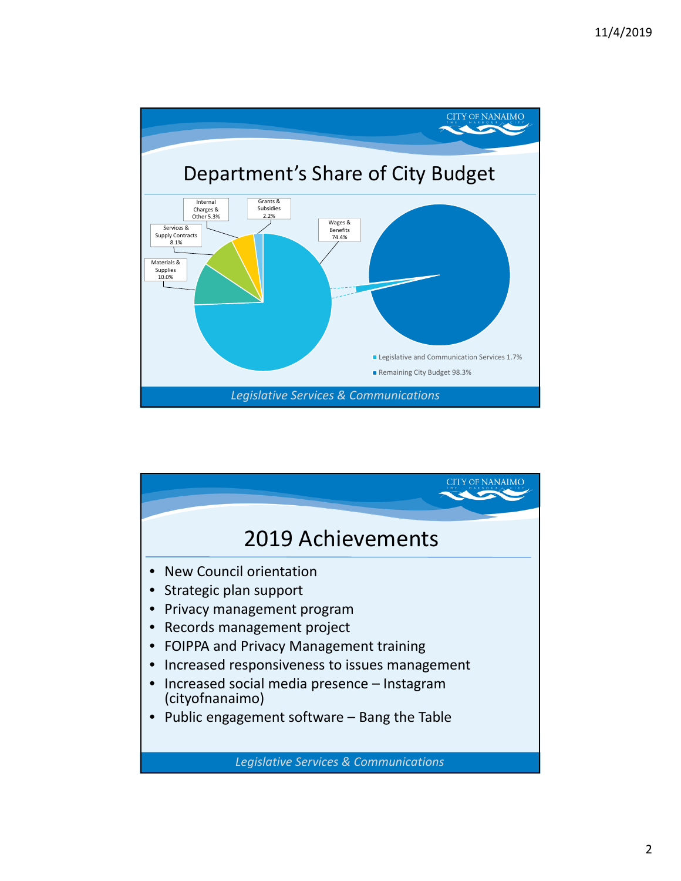## Department's Share of City Budget

- Wages & Benefits 74.4%
- Materials & Supplies 10.0%
- Services & Supply Contracts 8.1%
- Internal Charges & Other 5.3%
- Grants & Subsidies 2.2%

- Legislative and Communication Services 1.7%
- Remaining City Budget 98.3%

*Legislative Services & Communications*

## 2019 Achievements

- New Council orientation
- Strategic plan support
- Privacy management program
- Records management project
- FOIPPA and Privacy Management training
- Increased responsiveness to issues management
- Increased social media presence – Instagram (cityofnanaimo)
- Public engagement software – Bang the Table

*Legislative Services & Communications*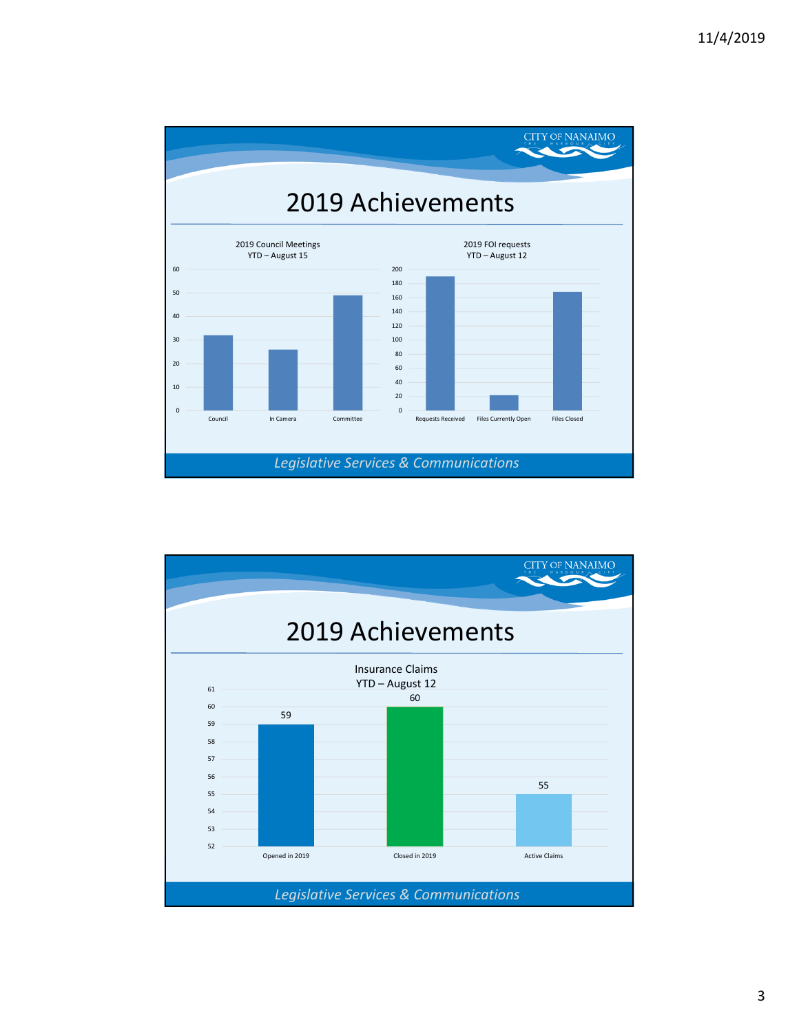## 2019 Achievements

**2019 Council Meetings YTD – August 15**

| Council | In Camera | Committee |
|---|---|---|
| 32 | 26 | 49 |

**2019 FOI requests YTD – August 12**

| Requests Received | Files Currently Open | Files Closed |
|---|---|---|
| 190 | 22 | 168 |

*Legislative Services & Communications*

## 2019 Achievements

**Insurance Claims YTD – August 12**

| Opened in 2019 | Closed in 2019 | Active Claims |
|---|---|---|
| 59 | 60 | 55 |

*Legislative Services & Communications*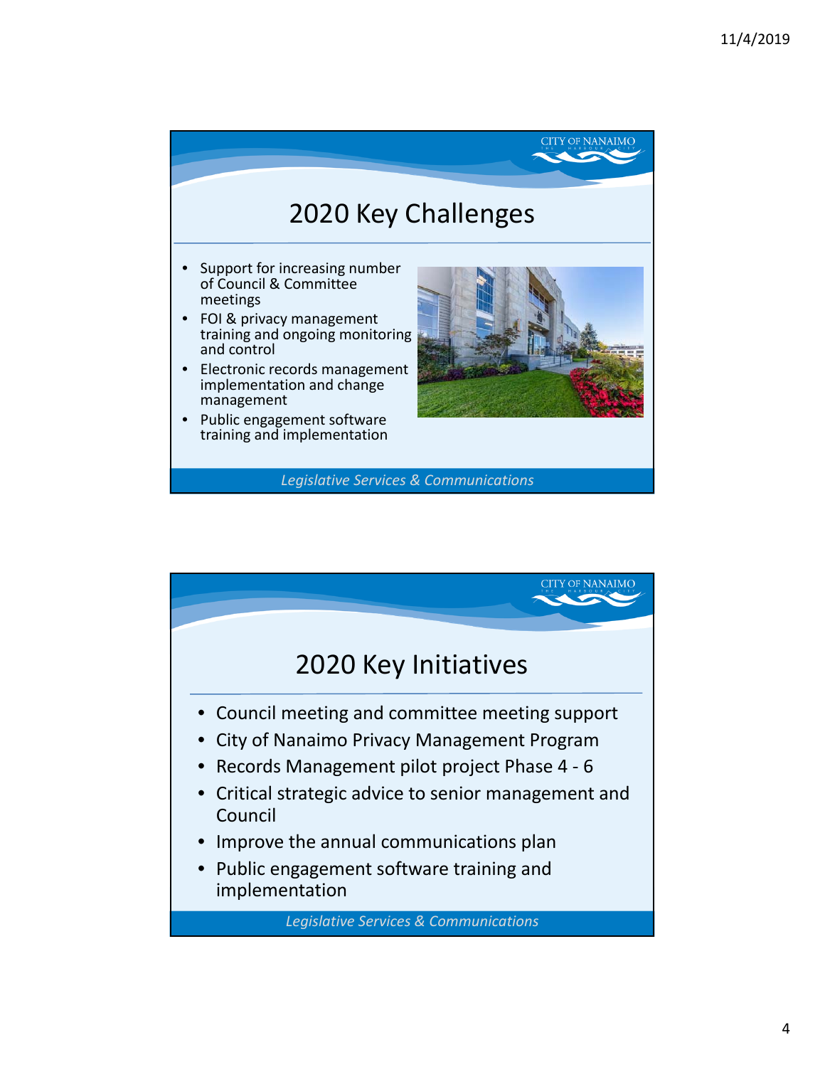## 2020 Key Challenges

- Support for increasing number of Council & Committee meetings
- FOI & privacy management training and ongoing monitoring and control
- Electronic records management implementation and change management
- Public engagement software training and implementation

*Legislative Services & Communications*

## 2020 Key Initiatives

- Council meeting and committee meeting support
- City of Nanaimo Privacy Management Program
- Records Management pilot project Phase 4 - 6
- Critical strategic advice to senior management and Council
- Improve the annual communications plan
- Public engagement software training and implementation

*Legislative Services & Communications*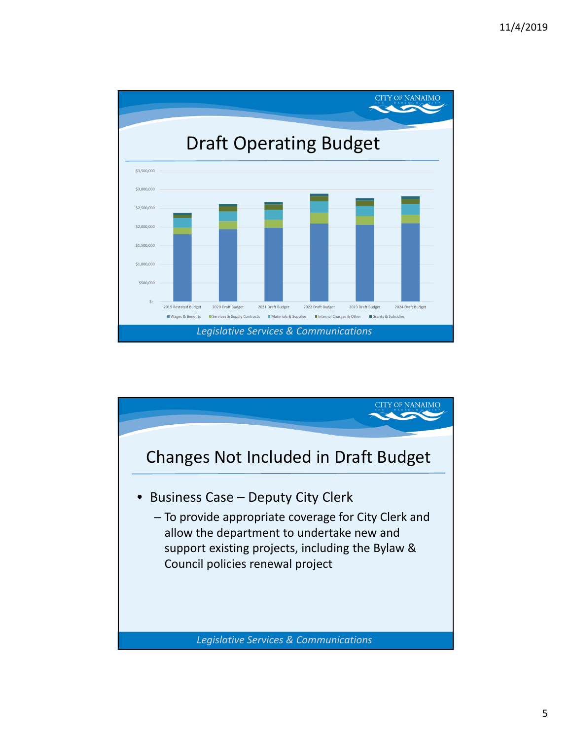## Draft Operating Budget

$3,500,000
$3,000,000
$2,500,000
$2,000,000
$1,500,000
$1,000,000
$500,000
$-

2019 Restated Budget
2020 Draft Budget
2021 Draft Budget
2022 Draft Budget
2023 Draft Budget
2024 Draft Budget

Wages & Benefits
Services & Supply Contracts
Materials & Supplies
Internal Charges & Other
Grants & Subsidies

*Legislative Services & Communications*

## Changes Not Included in Draft Budget

- Business Case – Deputy City Clerk
  - To provide appropriate coverage for City Clerk and allow the department to undertake new and support existing projects, including the Bylaw & Council policies renewal project

*Legislative Services & Communications*